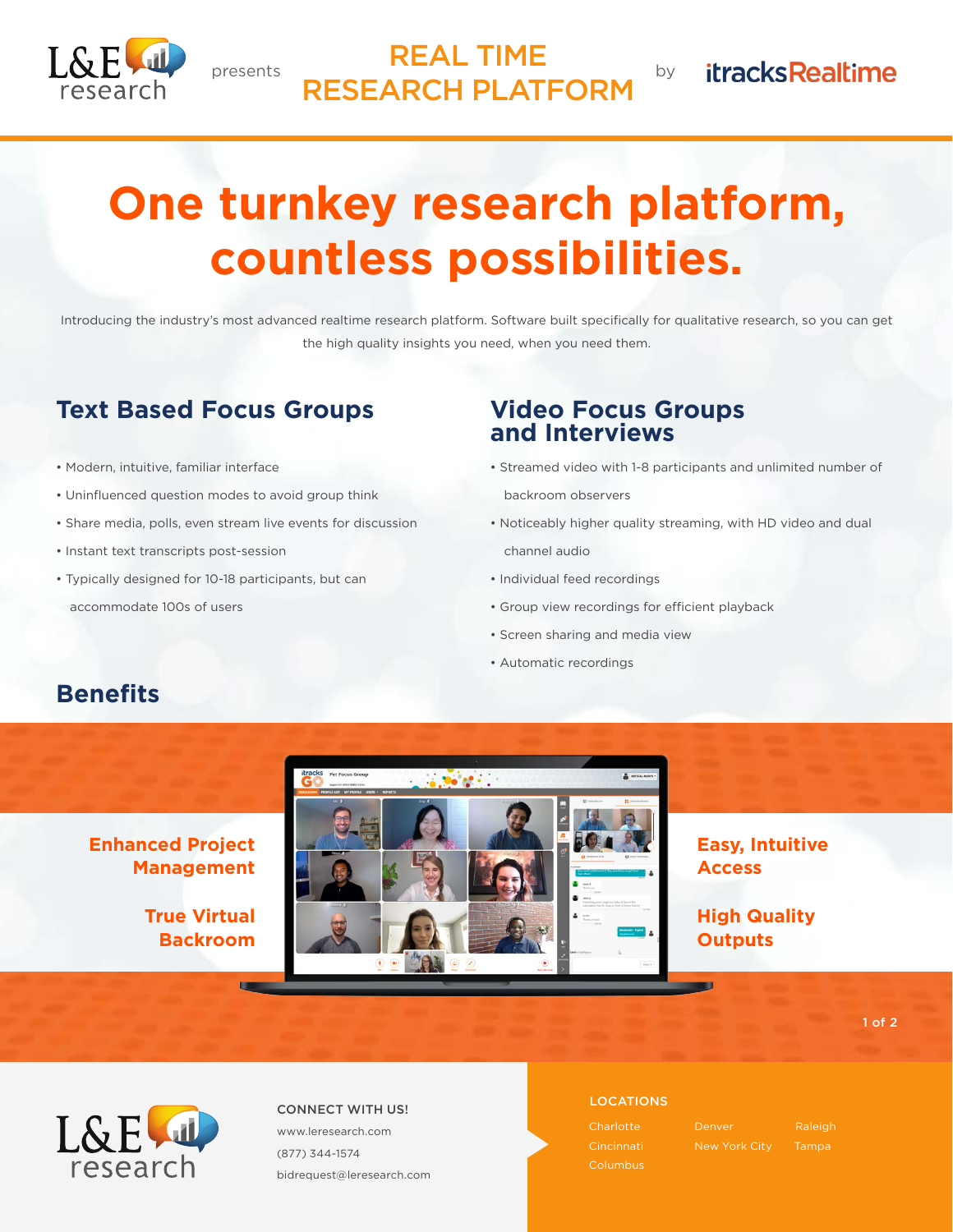L&E research presents

# REAL TIME RESEARCH PLATFORM

by itracksRealtime

# One turnkey research platform, countless possibilities.

Introducing the industry's most advanced realtime research platform. Software built specifically for qualitative research, so you can get the high quality insights you need, when you need them.

## Text Based Focus Groups

- Modern, intuitive, familiar interface
- Uninfluenced question modes to avoid group think
- Share media, polls, even stream live events for discussion
- Instant text transcripts post-session
- Typically designed for 10-18 participants, but can accommodate 100s of users

## Video Focus Groups and Interviews

- Streamed video with 1-8 participants and unlimited number of backroom observers
- Noticeably higher quality streaming, with HD video and dual channel audio
- Individual feed recordings
- Group view recordings for efficient playback
- Screen sharing and media view
- Automatic recordings

## Benefits

**Enhanced Project Management**

**True Virtual Backroom**

**Easy, Intuitive Access**

**High Quality Outputs**

L&E research

**CONNECT WITH US!**

www.leresearch.com
(877) 344-1574
bidrequest@leresearch.com

**LOCATIONS**

Charlotte
Cincinnati
Columbus
Denver
New York City
Raleigh
Tampa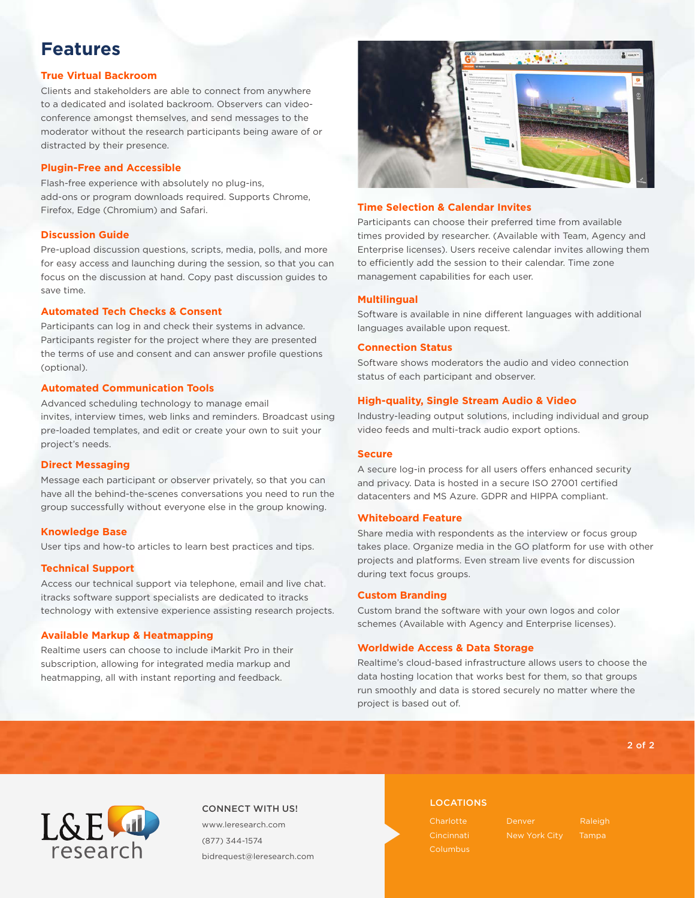# Features

### True Virtual Backroom

Clients and stakeholders are able to connect from anywhere to a dedicated and isolated backroom. Observers can video-conference amongst themselves, and send messages to the moderator without the research participants being aware of or distracted by their presence.

### Plugin-Free and Accessible

Flash-free experience with absolutely no plug-ins, add-ons or program downloads required. Supports Chrome, Firefox, Edge (Chromium) and Safari.

### Discussion Guide

Pre-upload discussion questions, scripts, media, polls, and more for easy access and launching during the session, so that you can focus on the discussion at hand. Copy past discussion guides to save time.

### Automated Tech Checks & Consent

Participants can log in and check their systems in advance. Participants register for the project where they are presented the terms of use and consent and can answer profile questions (optional).

### Automated Communication Tools

Advanced scheduling technology to manage email invites, interview times, web links and reminders. Broadcast using pre-loaded templates, and edit or create your own to suit your project's needs.

### Direct Messaging

Message each participant or observer privately, so that you can have all the behind-the-scenes conversations you need to run the group successfully without everyone else in the group knowing.

### Knowledge Base

User tips and how-to articles to learn best practices and tips.

### Technical Support

Access our technical support via telephone, email and live chat. itracks software support specialists are dedicated to itracks technology with extensive experience assisting research projects.

### Available Markup & Heatmapping

Realtime users can choose to include iMarkit Pro in their subscription, allowing for integrated media markup and heatmapping, all with instant reporting and feedback.

### Time Selection & Calendar Invites

Participants can choose their preferred time from available times provided by researcher. (Available with Team, Agency and Enterprise licenses). Users receive calendar invites allowing them to efficiently add the session to their calendar. Time zone management capabilities for each user.

### Multilingual

Software is available in nine different languages with additional languages available upon request.

### Connection Status

Software shows moderators the audio and video connection status of each participant and observer.

### High-quality, Single Stream Audio & Video

Industry-leading output solutions, including individual and group video feeds and multi-track audio export options.

### Secure

A secure log-in process for all users offers enhanced security and privacy. Data is hosted in a secure ISO 27001 certified datacenters and MS Azure. GDPR and HIPPA compliant.

### Whiteboard Feature

Share media with respondents as the interview or focus group takes place. Organize media in the GO platform for use with other projects and platforms. Even stream live events for discussion during text focus groups.

### Custom Branding

Custom brand the software with your own logos and color schemes (Available with Agency and Enterprise licenses).

### Worldwide Access & Data Storage

Realtime's cloud-based infrastructure allows users to choose the data hosting location that works best for them, so that groups run smoothly and data is stored securely no matter where the project is based out of.

L&E research

CONNECT WITH US!

www.leresearch.com

(877) 344-1574

bidrequest@leresearch.com

LOCATIONS

Charlotte
Cincinnati
Columbus
Denver
New York City
Raleigh
Tampa